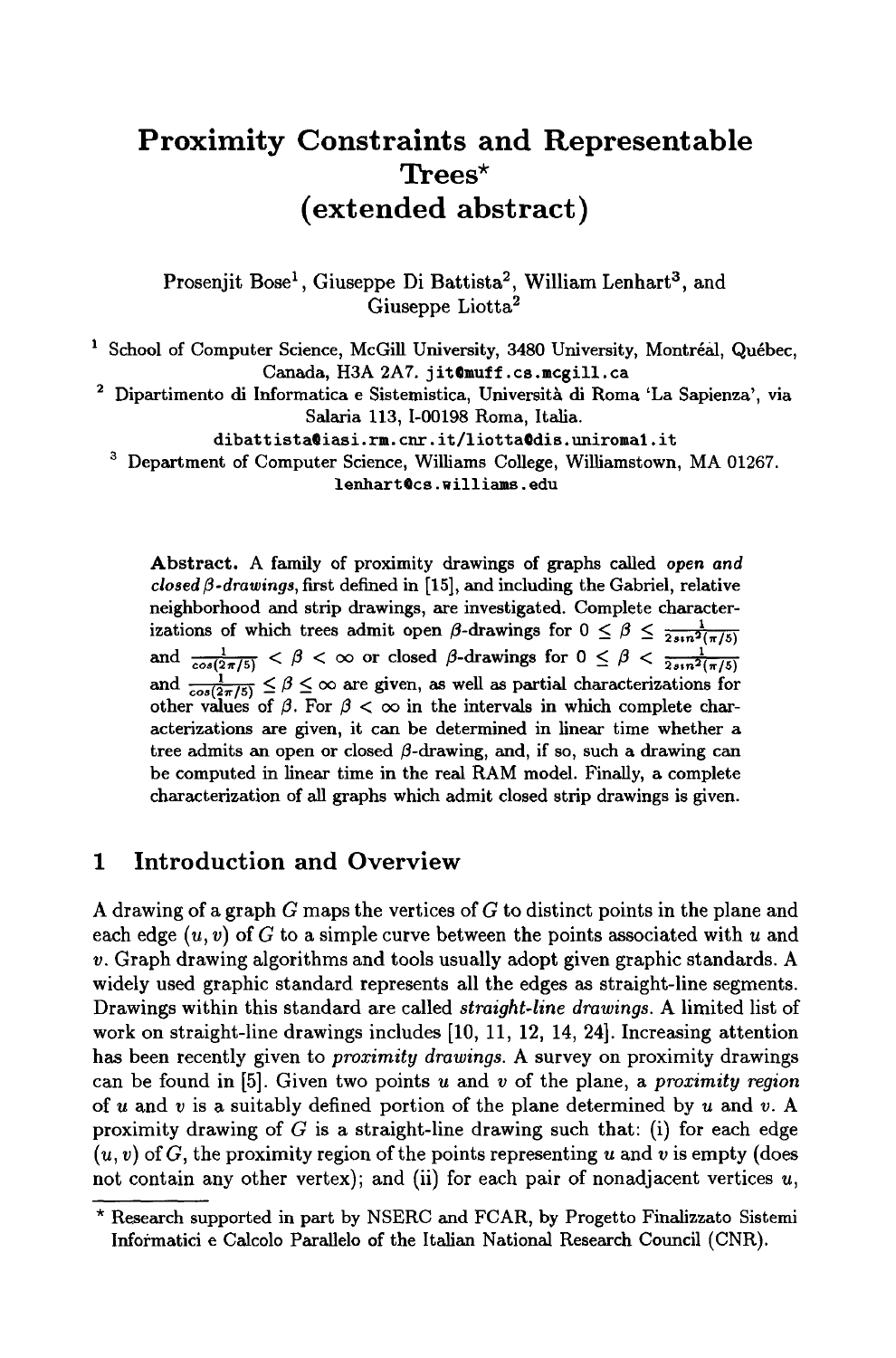# Proximity Constraints and Representable Trees* (extended abstract)

Prosenjit Bose[1], Giuseppe Di Battista[2], William Lenhart[3], and Giuseppe Liotta[2]

[1] School of Computer Science, McGill University, 3480 University, Montréal, Québec, Canada, H3A 2A7. jit@muff.cs.mcgill.ca

[2] Dipartimento di Informatica e Sistemistica, Università di Roma 'La Sapienza', via Salaria 113, I-00198 Roma, Italia. dibattista@iasi.rm.cnr.it/liotta@dis.uniroma1.it

[3] Department of Computer Science, Williams College, Williamstown, MA 01267. lenhart@cs.williams.edu

**Abstract.** A family of proximity drawings of graphs called *open and closed β-drawings*, first defined in [15], and including the Gabriel, relative neighborhood and strip drawings, are investigated. Complete characterizations of which trees admit open $\beta$-drawings for $0 \leq \beta \leq \frac{1}{2sin^2(\pi/5)}$ and $\frac{1}{cos(2\pi/5)} < \beta < \infty$ or closed $\beta$-drawings for $0 \leq \beta < \frac{1}{2sin^2(\pi/5)}$ and $\frac{1}{cos(2\pi/5)} \leq \beta \leq \infty$ are given, as well as partial characterizations for other values of $\beta$. For $\beta < \infty$ in the intervals in which complete characterizations are given, it can be determined in linear time whether a tree admits an open or closed $\beta$-drawing, and, if so, such a drawing can be computed in linear time in the real RAM model. Finally, a complete characterization of all graphs which admit closed strip drawings is given.

## 1 Introduction and Overview

A drawing of a graph $G$ maps the vertices of $G$ to distinct points in the plane and each edge $(u, v)$ of $G$ to a simple curve between the points associated with $u$ and $v$. Graph drawing algorithms and tools usually adopt given graphic standards. A widely used graphic standard represents all the edges as straight-line segments. Drawings within this standard are called *straight-line drawings*. A limited list of work on straight-line drawings includes [10, 11, 12, 14, 24]. Increasing attention has been recently given to *proximity drawings*. A survey on proximity drawings can be found in [5]. Given two points $u$ and $v$ of the plane, a *proximity region* of $u$ and $v$ is a suitably defined portion of the plane determined by $u$ and $v$. A proximity drawing of $G$ is a straight-line drawing such that: (i) for each edge $(u, v)$ of $G$, the proximity region of the points representing $u$ and $v$ is empty (does not contain any other vertex); and (ii) for each pair of nonadjacent vertices $u$,

* Research supported in part by NSERC and FCAR, by Progetto Finalizzato Sistemi Informatici e Calcolo Parallelo of the Italian National Research Council (CNR).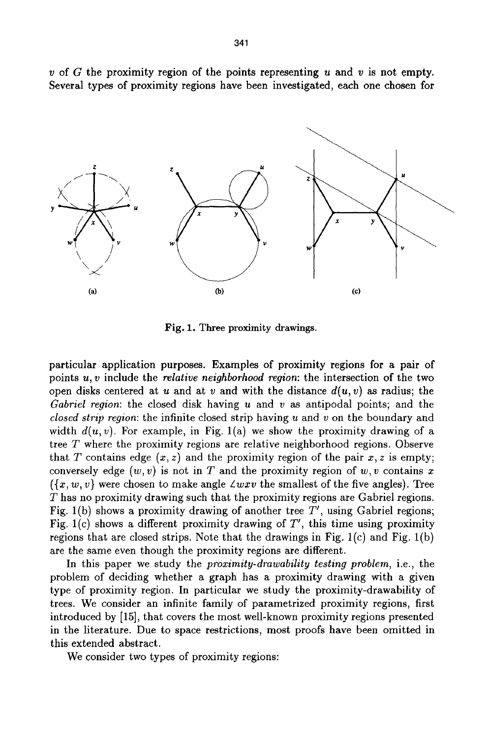$v$ of $G$ the proximity region of the points representing $u$ and $v$ is not empty. Several types of proximity regions have been investigated, each one chosen for

Fig. 1. Three proximity drawings.

particular application purposes. Examples of proximity regions for a pair of points $u, v$ include the *relative neighborhood region*: the intersection of the two open disks centered at $u$ and at $v$ and with the distance $d(u, v)$ as radius; the *Gabriel region*: the closed disk having $u$ and $v$ as antipodal points; and the *closed strip region*: the infinite closed strip having $u$ and $v$ on the boundary and width $d(u, v)$. For example, in Fig. 1(a) we show the proximity drawing of a tree $T$ where the proximity regions are relative neighborhood regions. Observe that $T$ contains edge $(x, z)$ and the proximity region of the pair $x, z$ is empty; conversely edge $(w, v)$ is not in $T$ and the proximity region of $w, v$ contains $x$ ($\{x, w, v\}$ were chosen to make angle $\angle wxv$ the smallest of the five angles). Tree $T$ has no proximity drawing such that the proximity regions are Gabriel regions. Fig. 1(b) shows a proximity drawing of another tree $T'$, using Gabriel regions; Fig. 1(c) shows a different proximity drawing of $T'$, this time using proximity regions that are closed strips. Note that the drawings in Fig. 1(c) and Fig. 1(b) are the same even though the proximity regions are different.

In this paper we study the *proximity-drawability testing problem*, i.e., the problem of deciding whether a graph has a proximity drawing with a given type of proximity region. In particular we study the proximity-drawability of trees. We consider an infinite family of parametrized proximity regions, first introduced by [15], that covers the most well-known proximity regions presented in the literature. Due to space restrictions, most proofs have been omitted in this extended abstract.

We consider two types of proximity regions: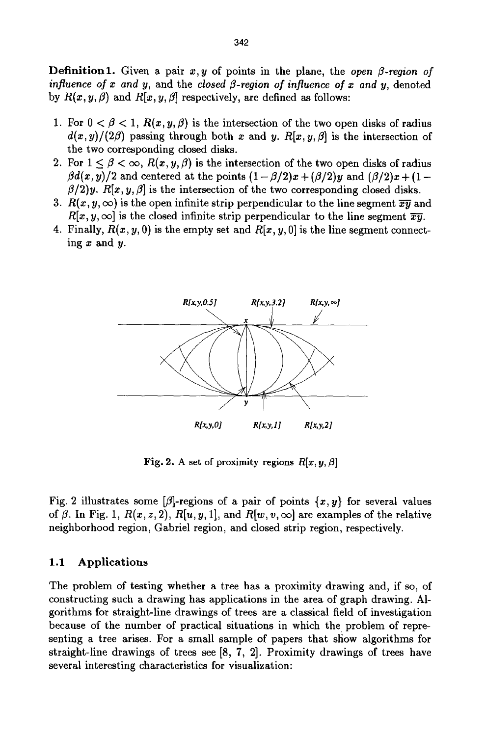**Definition 1.** Given a pair $x, y$ of points in the plane, the *open $\beta$-region of influence of $x$ and $y$*, and the *closed $\beta$-region of influence of $x$ and $y$*, denoted by $R(x, y, \beta)$ and $R[x, y, \beta]$ respectively, are defined as follows:

1. For $0 < \beta < 1$, $R(x, y, \beta)$ is the intersection of the two open disks of radius $d(x, y)/(2\beta)$ passing through both $x$ and $y$. $R[x, y, \beta]$ is the intersection of the two corresponding closed disks.
2. For $1 \leq \beta < \infty$, $R(x, y, \beta)$ is the intersection of the two open disks of radius $\beta d(x, y)/2$ and centered at the points $(1 - \beta/2)x + (\beta/2)y$ and $(\beta/2)x + (1 - \beta/2)y$. $R[x, y, \beta]$ is the intersection of the two corresponding closed disks.
3. $R(x, y, \infty)$ is the open infinite strip perpendicular to the line segment $\overline{xy}$ and $R[x, y, \infty]$ is the closed infinite strip perpendicular to the line segment $\overline{xy}$.
4. Finally, $R(x, y, 0)$ is the empty set and $R[x, y, 0]$ is the line segment connecting $x$ and $y$.

**Fig. 2.** A set of proximity regions $R[x, y, \beta]$

Fig. 2 illustrates some $[\beta]$-regions of a pair of points $\{x, y\}$ for several values of $\beta$. In Fig. 1, $R(x, z, 2)$, $R[u, y, 1]$, and $R[w, v, \infty]$ are examples of the relative neighborhood region, Gabriel region, and closed strip region, respectively.

### 1.1 Applications

The problem of testing whether a tree has a proximity drawing and, if so, of constructing such a drawing has applications in the area of graph drawing. Algorithms for straight-line drawings of trees are a classical field of investigation because of the number of practical situations in which the problem of representing a tree arises. For a small sample of papers that show algorithms for straight-line drawings of trees see [8, 7, 2]. Proximity drawings of trees have several interesting characteristics for visualization: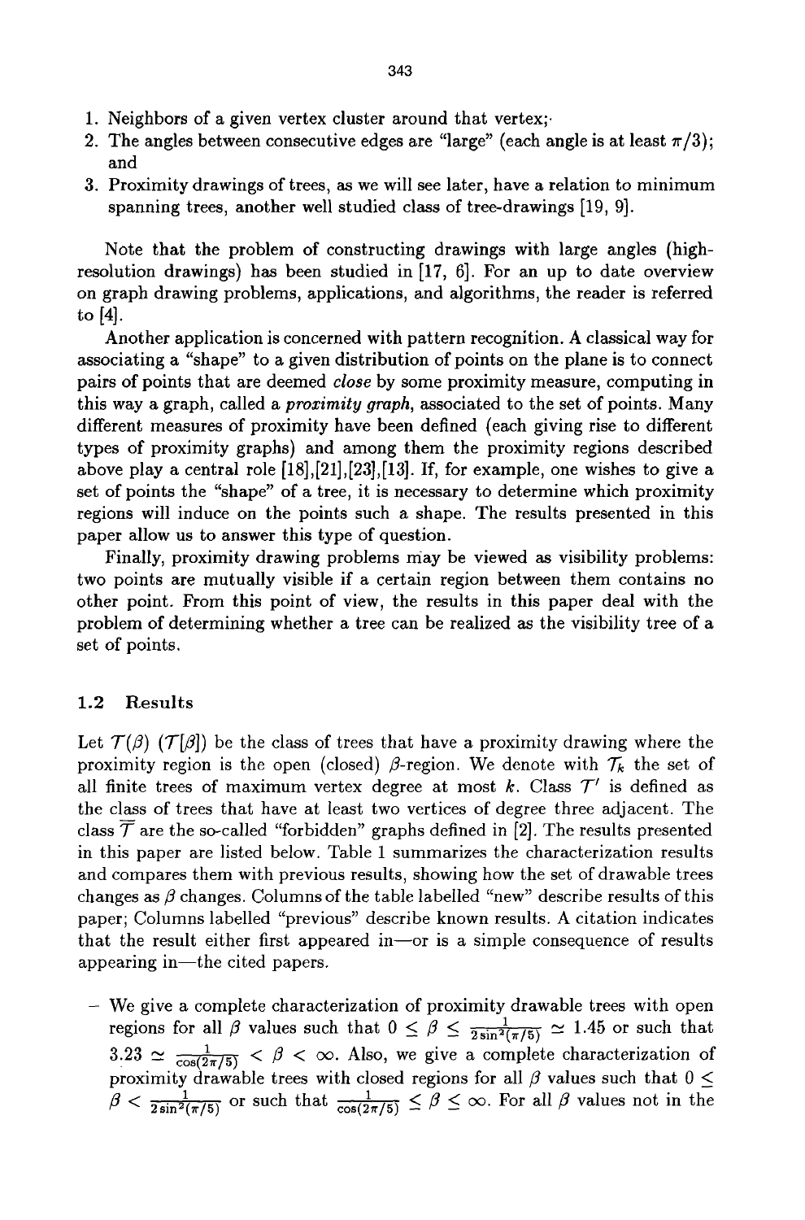1. Neighbors of a given vertex cluster around that vertex;
2. The angles between consecutive edges are "large" (each angle is at least $\pi/3$); and
3. Proximity drawings of trees, as we will see later, have a relation to minimum spanning trees, another well studied class of tree-drawings [19, 9].

Note that the problem of constructing drawings with large angles (high-resolution drawings) has been studied in [17, 6]. For an up to date overview on graph drawing problems, applications, and algorithms, the reader is referred to [4].

Another application is concerned with pattern recognition. A classical way for associating a "shape" to a given distribution of points on the plane is to connect pairs of points that are deemed *close* by some proximity measure, computing in this way a graph, called a *proximity graph*, associated to the set of points. Many different measures of proximity have been defined (each giving rise to different types of proximity graphs) and among them the proximity regions described above play a central role [18],[21],[23],[13]. If, for example, one wishes to give a set of points the "shape" of a tree, it is necessary to determine which proximity regions will induce on the points such a shape. The results presented in this paper allow us to answer this type of question.

Finally, proximity drawing problems may be viewed as visibility problems: two points are mutually visible if a certain region between them contains no other point. From this point of view, the results in this paper deal with the problem of determining whether a tree can be realized as the visibility tree of a set of points.

### 1.2 Results

Let $\mathcal{T}(\beta)$ ($\mathcal{T}[\beta]$) be the class of trees that have a proximity drawing where the proximity region is the open (closed) $\beta$-region. We denote with $\mathcal{T}_k$ the set of all finite trees of maximum vertex degree at most $k$. Class $\mathcal{T}'$ is defined as the class of trees that have at least two vertices of degree three adjacent. The class $\overline{\mathcal{T}}$ are the so-called "forbidden" graphs defined in [2]. The results presented in this paper are listed below. Table 1 summarizes the characterization results and compares them with previous results, showing how the set of drawable trees changes as $\beta$ changes. Columns of the table labelled "new" describe results of this paper; Columns labelled "previous" describe known results. A citation indicates that the result either first appeared in—or is a simple consequence of results appearing in—the cited papers.

- We give a complete characterization of proximity drawable trees with open regions for all $\beta$ values such that $0 \leq \beta \leq \frac{1}{2\sin^2(\pi/5)} \simeq 1.45$ or such that $3.23 \simeq \frac{1}{\cos(2\pi/5)} < \beta < \infty$. Also, we give a complete characterization of proximity drawable trees with closed regions for all $\beta$ values such that $0 \leq \beta < \frac{1}{2\sin^2(\pi/5)}$ or such that $\frac{1}{\cos(2\pi/5)} \leq \beta \leq \infty$. For all $\beta$ values not in the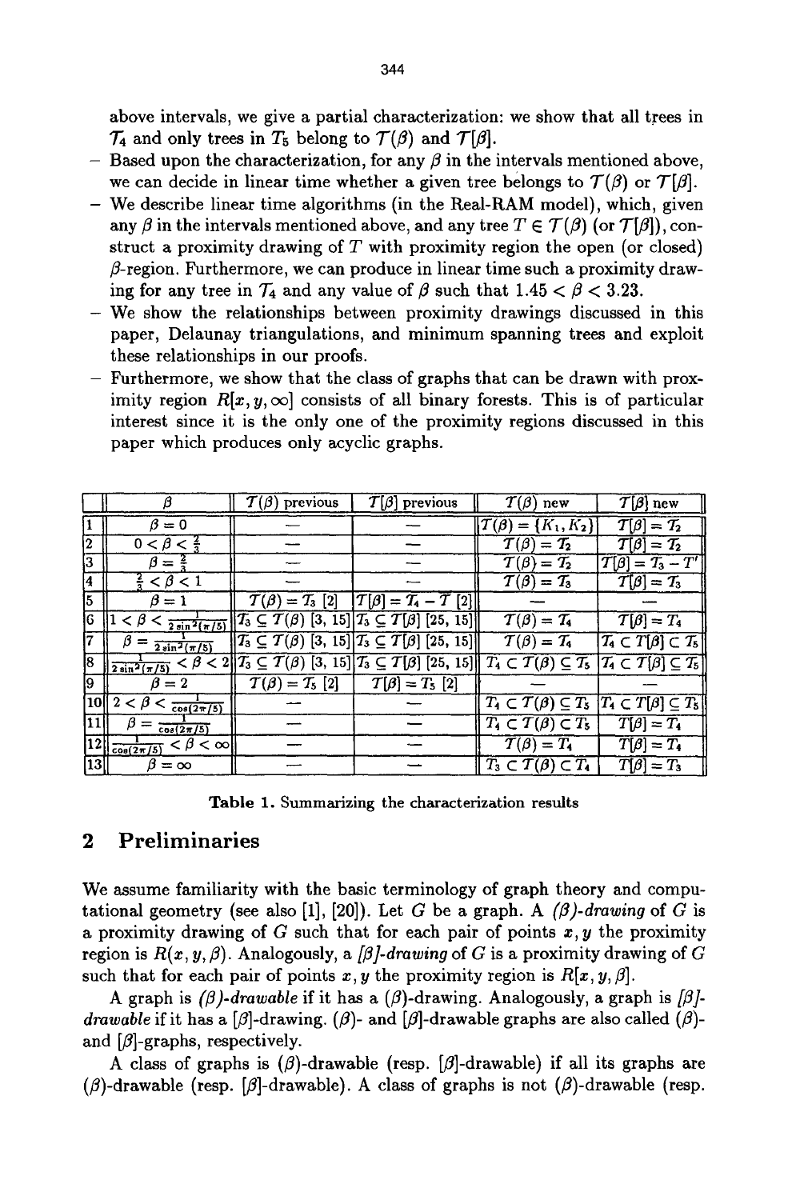above intervals, we give a partial characterization: we show that all trees in $\mathcal{T}_4$ and only trees in $\mathcal{T}_5$ belong to $\mathcal{T}(\beta)$ and $\mathcal{T}[\beta]$.

- Based upon the characterization, for any $\beta$ in the intervals mentioned above, we can decide in linear time whether a given tree belongs to $\mathcal{T}(\beta)$ or $\mathcal{T}[\beta]$.
- We describe linear time algorithms (in the Real-RAM model), which, given any $\beta$ in the intervals mentioned above, and any tree $T \in \mathcal{T}(\beta)$ (or $\mathcal{T}[\beta]$), construct a proximity drawing of $T$ with proximity region the open (or closed) $\beta$-region. Furthermore, we can produce in linear time such a proximity drawing for any tree in $\mathcal{T}_4$ and any value of $\beta$ such that $1.45 < \beta < 3.23$.
- We show the relationships between proximity drawings discussed in this paper, Delaunay triangulations, and minimum spanning trees and exploit these relationships in our proofs.
- Furthermore, we show that the class of graphs that can be drawn with proximity region $R[x, y, \infty]$ consists of all binary forests. This is of particular interest since it is the only one of the proximity regions discussed in this paper which produces only acyclic graphs.

| | $\beta$ | $\mathcal{T}(\beta)$ previous | $\mathcal{T}[\beta]$ previous | $\mathcal{T}(\beta)$ new | $\mathcal{T}[\beta]$ new |
|---|---|---|---|---|---|
| 1 | $\beta = 0$ | — | — | $\mathcal{T}(\beta) = \{K_1, K_2\}$ | $\mathcal{T}[\beta] = \mathcal{T}_2$ |
| 2 | $0 < \beta < \frac{2}{3}$ | — | — | $\mathcal{T}(\beta) = \mathcal{T}_2$ | $\mathcal{T}[\beta] = \mathcal{T}_2$ |
| 3 | $\beta = \frac{2}{3}$ | — | — | $\mathcal{T}(\beta) = \mathcal{T}_2$ | $\mathcal{T}[\beta] = \mathcal{T}_3 - T'$ |
| 4 | $\frac{2}{3} < \beta < 1$ | — | — | $\mathcal{T}(\beta) = \mathcal{T}_3$ | $\mathcal{T}[\beta] = \mathcal{T}_3$ |
| 5 | $\beta = 1$ | $\mathcal{T}(\beta) = \mathcal{T}_3$ [2] | $\mathcal{T}[\beta] = \mathcal{T}_4 - T$ [2] | — | — |
| 6 | $1 < \beta < \frac{1}{2\sin^2(\pi/5)}$ | $\mathcal{T}_3 \subseteq \mathcal{T}(\beta)$ [3, 15] | $\mathcal{T}_3 \subseteq \mathcal{T}[\beta]$ [25, 15] | $\mathcal{T}(\beta) = \mathcal{T}_4$ | $\mathcal{T}[\beta] = \mathcal{T}_4$ |
| 7 | $\beta = \frac{1}{2\sin^2(\pi/5)}$ | $\mathcal{T}_3 \subseteq \mathcal{T}(\beta)$ [3, 15] | $\mathcal{T}_3 \subseteq \mathcal{T}[\beta]$ [25, 15] | $\mathcal{T}(\beta) = \mathcal{T}_4$ | $\mathcal{T}_4 \subset \mathcal{T}[\beta] \subset \mathcal{T}_5$ |
| 8 | $\frac{1}{2\sin^2(\pi/5)} < \beta < 2$ | $\mathcal{T}_3 \subseteq \mathcal{T}(\beta)$ [3, 15] | $\mathcal{T}_3 \subseteq \mathcal{T}[\beta]$ [25, 15] | $\mathcal{T}_4 \subset \mathcal{T}(\beta) \subseteq \mathcal{T}_5$ | $\mathcal{T}_4 \subset \mathcal{T}[\beta] \subseteq \mathcal{T}_5$ |
| 9 | $\beta = 2$ | $\mathcal{T}(\beta) = \mathcal{T}_5$ [2] | $\mathcal{T}[\beta] = \mathcal{T}_5$ [2] | — | — |
| 10 | $2 < \beta < \frac{1}{\cos(2\pi/5)}$ | — | — | $\mathcal{T}_4 \subset \mathcal{T}(\beta) \subseteq \mathcal{T}_5$ | $\mathcal{T}_4 \subset \mathcal{T}[\beta] \subseteq \mathcal{T}_5$ |
| 11 | $\beta = \frac{1}{\cos(2\pi/5)}$ | — | — | $\mathcal{T}_4 \subset \mathcal{T}(\beta) \subset \mathcal{T}_5$ | $\mathcal{T}[\beta] = \mathcal{T}_4$ |
| 12 | $\frac{1}{\cos(2\pi/5)} < \beta < \infty$ | — | — | $\mathcal{T}(\beta) = \mathcal{T}_4$ | $\mathcal{T}[\beta] = \mathcal{T}_4$ |
| 13 | $\beta = \infty$ | — | — | $\mathcal{T}_3 \subset \mathcal{T}(\beta) \subset \mathcal{T}_4$ | $\mathcal{T}[\beta] = \mathcal{T}_3$ |

**Table 1.** Summarizing the characterization results

## 2 Preliminaries

We assume familiarity with the basic terminology of graph theory and computational geometry (see also [1], [20]). Let $G$ be a graph. A *$(\beta)$-drawing* of $G$ is a proximity drawing of $G$ such that for each pair of points $x, y$ the proximity region is $R(x, y, \beta)$. Analogously, a *$[\beta]$-drawing* of $G$ is a proximity drawing of $G$ such that for each pair of points $x, y$ the proximity region is $R[x, y, \beta]$.

A graph is *$(\beta)$-drawable* if it has a $(\beta)$-drawing. Analogously, a graph is *$[\beta]$-drawable* if it has a $[\beta]$-drawing. $(\beta)$- and $[\beta]$-drawable graphs are also called $(\beta)$- and $[\beta]$-graphs, respectively.

A class of graphs is $(\beta)$-drawable (resp. $[\beta]$-drawable) if all its graphs are $(\beta)$-drawable (resp. $[\beta]$-drawable). A class of graphs is not $(\beta)$-drawable (resp.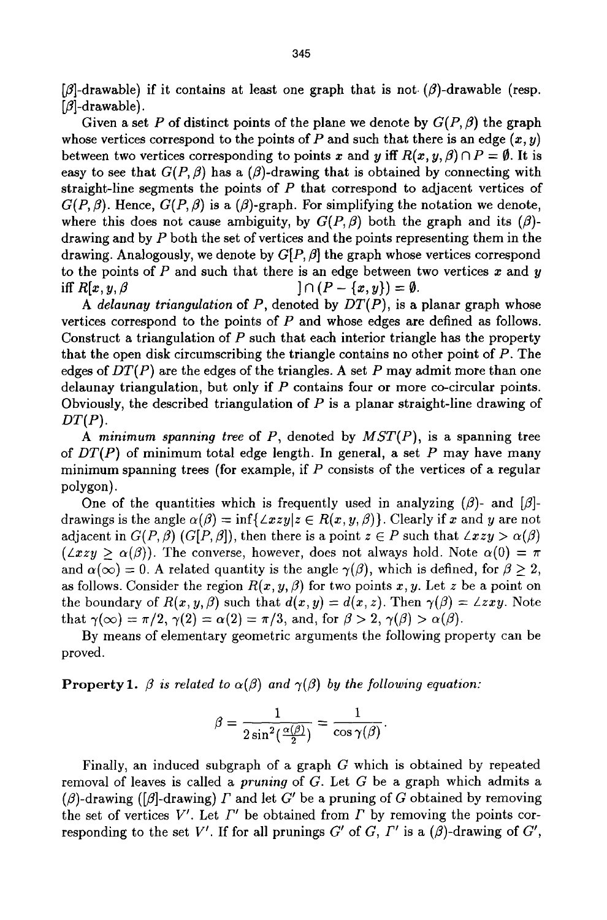[$\beta$]-drawable) if it contains at least one graph that is not $(\beta)$-drawable (resp. $[\beta]$-drawable).

Given a set $P$ of distinct points of the plane we denote by $G(P,\beta)$ the graph whose vertices correspond to the points of $P$ and such that there is an edge $(x,y)$ between two vertices corresponding to points $x$ and $y$ iff $R(x,y,\beta) \cap P = \emptyset$. It is easy to see that $G(P,\beta)$ has a $(\beta)$-drawing that is obtained by connecting with straight-line segments the points of $P$ that correspond to adjacent vertices of $G(P,\beta)$. Hence, $G(P,\beta)$ is a $(\beta)$-graph. For simplifying the notation we denote, where this does not cause ambiguity, by $G(P,\beta)$ both the graph and its $(\beta)$-drawing and by $P$ both the set of vertices and the points representing them in the drawing. Analogously, we denote by $G[P,\beta]$ the graph whose vertices correspond to the points of $P$ and such that there is an edge between two vertices $x$ and $y$ iff $R[x,y,\beta] \cap (P - \{x,y\}) = \emptyset$.

A *delaunay triangulation* of $P$, denoted by $DT(P)$, is a planar graph whose vertices correspond to the points of $P$ and whose edges are defined as follows. Construct a triangulation of $P$ such that each interior triangle has the property that the open disk circumscribing the triangle contains no other point of $P$. The edges of $DT(P)$ are the edges of the triangles. A set $P$ may admit more than one delaunay triangulation, but only if $P$ contains four or more co-circular points. Obviously, the described triangulation of $P$ is a planar straight-line drawing of $DT(P)$.

A *minimum spanning tree* of $P$, denoted by $MST(P)$, is a spanning tree of $DT(P)$ of minimum total edge length. In general, a set $P$ may have many minimum spanning trees (for example, if $P$ consists of the vertices of a regular polygon).

One of the quantities which is frequently used in analyzing $(\beta)$- and $[\beta]$-drawings is the angle $\alpha(\beta) = \inf\{\angle xzy | z \in R(x,y,\beta)\}$. Clearly if $x$ and $y$ are not adjacent in $G(P,\beta)$ ($G[P,\beta]$), then there is a point $z \in P$ such that $\angle xzy > \alpha(\beta)$ ($\angle xzy \geq \alpha(\beta)$). The converse, however, does not always hold. Note $\alpha(0) = \pi$ and $\alpha(\infty) = 0$. A related quantity is the angle $\gamma(\beta)$, which is defined, for $\beta \geq 2$, as follows. Consider the region $R(x,y,\beta)$ for two points $x,y$. Let $z$ be a point on the boundary of $R(x,y,\beta)$ such that $d(x,y) = d(x,z)$. Then $\gamma(\beta) = \angle zxy$. Note that $\gamma(\infty) = \pi/2$, $\gamma(2) = \alpha(2) = \pi/3$, and, for $\beta > 2$, $\gamma(\beta) > \alpha(\beta)$.

By means of elementary geometric arguments the following property can be proved.

**Property 1.** *$\beta$ is related to $\alpha(\beta)$ and $\gamma(\beta)$ by the following equation:*

$$\beta = \frac{1}{2\sin^2(\frac{\alpha(\beta)}{2})} = \frac{1}{\cos\gamma(\beta)}.$$

Finally, an induced subgraph of a graph $G$ which is obtained by repeated removal of leaves is called a *pruning* of $G$. Let $G$ be a graph which admits a $(\beta)$-drawing ($[\beta]$-drawing) $\Gamma$ and let $G'$ be a pruning of $G$ obtained by removing the set of vertices $V'$. Let $\Gamma'$ be obtained from $\Gamma$ by removing the points corresponding to the set $V'$. If for all prunings $G'$ of $G$, $\Gamma'$ is a $(\beta)$-drawing of $G'$,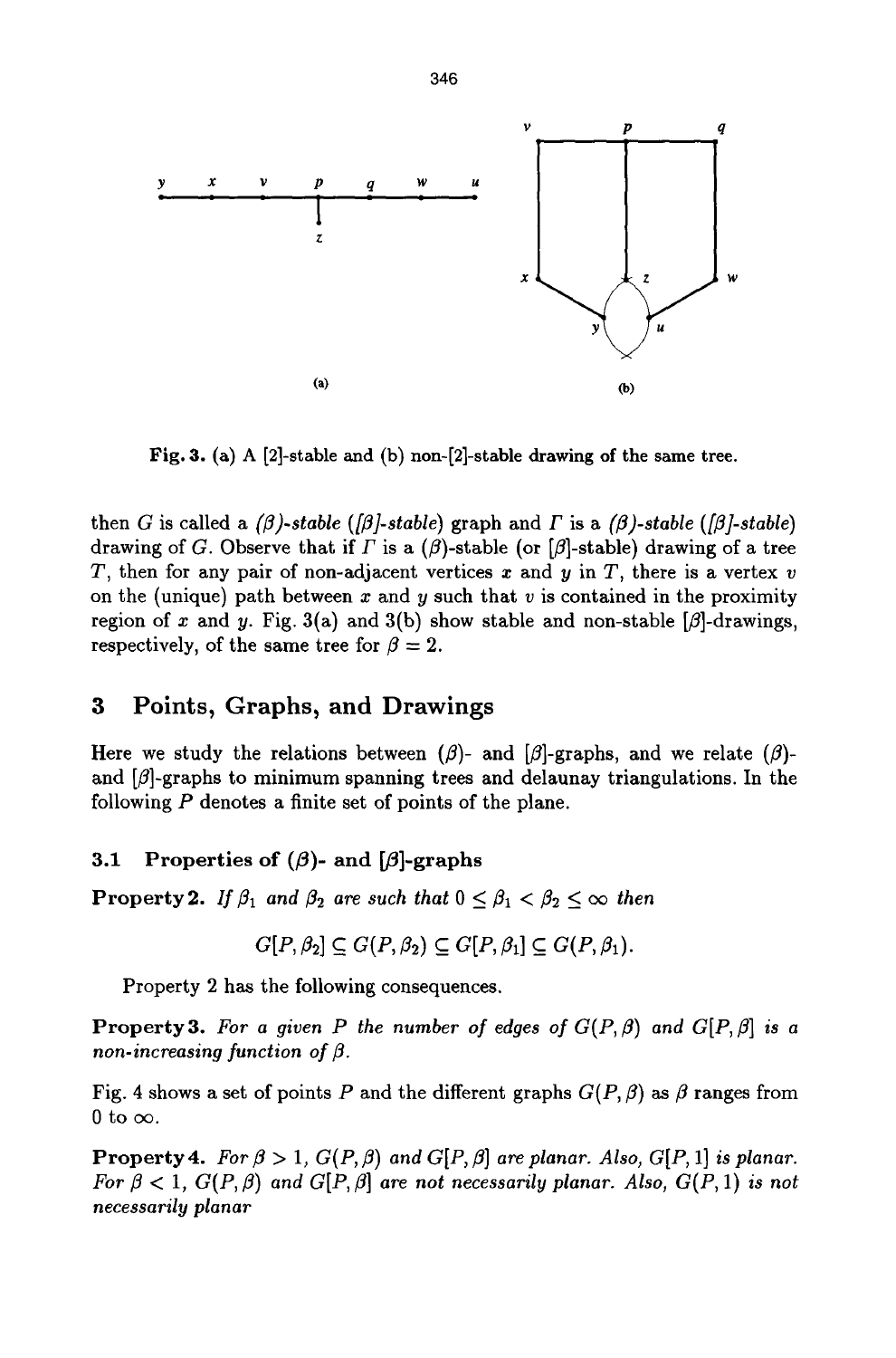Fig. 3. (a) A [2]-stable and (b) non-[2]-stable drawing of the same tree.

then $G$ is called a *($\beta$)-stable* (*[$\beta$]-stable*) graph and $\Gamma$ is a *($\beta$)-stable* (*[$\beta$]-stable*) drawing of $G$. Observe that if $\Gamma$ is a ($\beta$)-stable (or [$\beta$]-stable) drawing of a tree $T$, then for any pair of non-adjacent vertices $x$ and $y$ in $T$, there is a vertex $v$ on the (unique) path between $x$ and $y$ such that $v$ is contained in the proximity region of $x$ and $y$. Fig. 3(a) and 3(b) show stable and non-stable [$\beta$]-drawings, respectively, of the same tree for $\beta = 2$.

## 3 Points, Graphs, and Drawings

Here we study the relations between ($\beta$)- and [$\beta$]-graphs, and we relate ($\beta$)- and [$\beta$]-graphs to minimum spanning trees and delaunay triangulations. In the following $P$ denotes a finite set of points of the plane.

### 3.1 Properties of ($\beta$)- and [$\beta$]-graphs

**Property 2.** *If $\beta_1$ and $\beta_2$ are such that $0 \leq \beta_1 < \beta_2 \leq \infty$ then*

$$G[P, \beta_2] \subseteq G(P, \beta_2) \subseteq G[P, \beta_1] \subseteq G(P, \beta_1).$$

Property 2 has the following consequences.

**Property 3.** *For a given $P$ the number of edges of $G(P, \beta)$ and $G[P, \beta]$ is a non-increasing function of $\beta$.*

Fig. 4 shows a set of points $P$ and the different graphs $G(P, \beta)$ as $\beta$ ranges from 0 to $\infty$.

**Property 4.** *For $\beta > 1$, $G(P, \beta)$ and $G[P, \beta]$ are planar. Also, $G[P, 1]$ is planar. For $\beta < 1$, $G(P, \beta)$ and $G[P, \beta]$ are not necessarily planar. Also, $G(P, 1)$ is not necessarily planar*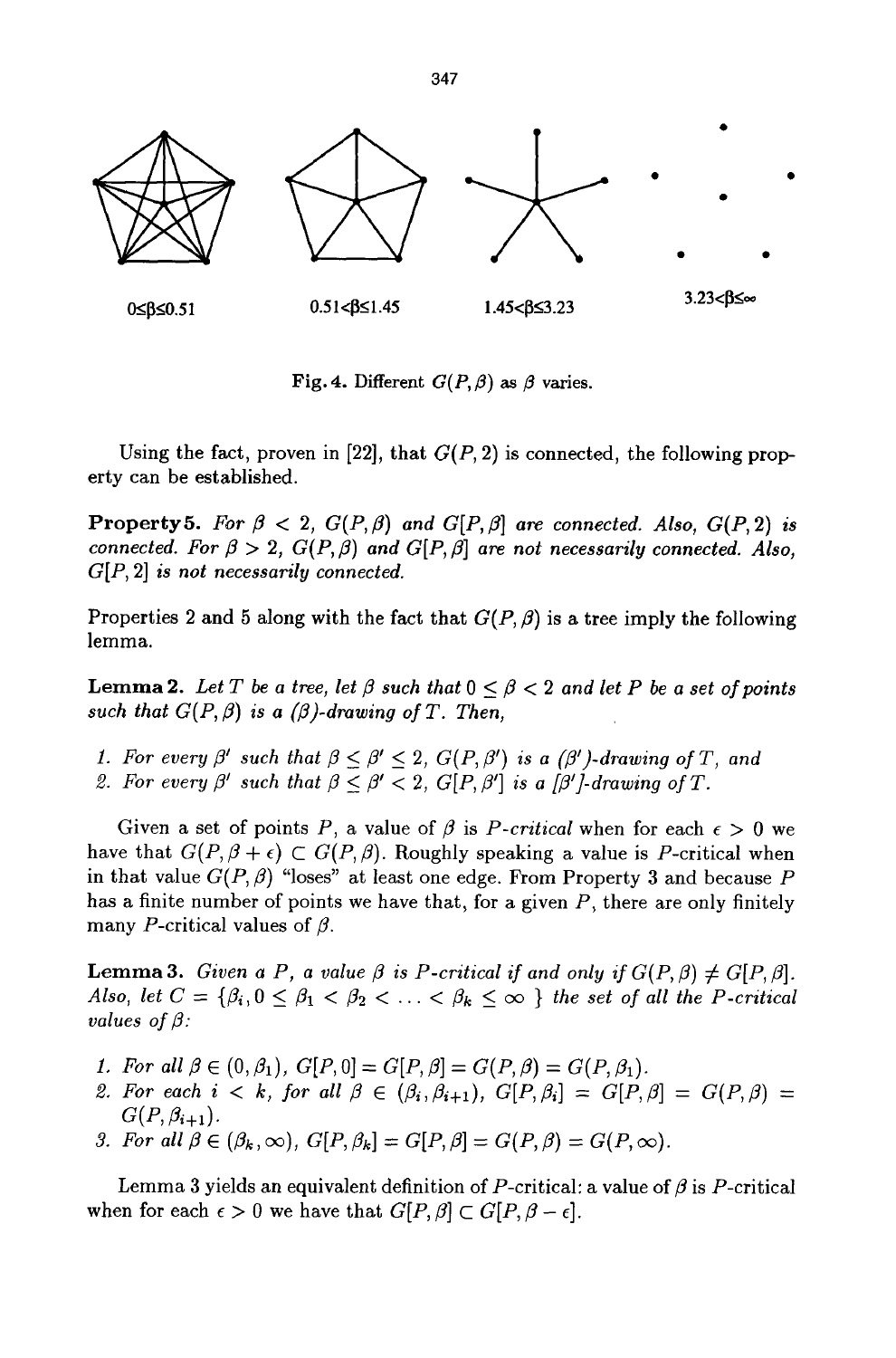0≤β≤0.51 0.51<β≤1.45 1.45<β≤3.23 3.23<β≤∞

Fig. 4. Different $G(P, \beta)$ as $\beta$ varies.

Using the fact, proven in [22], that $G(P, 2)$ is connected, the following property can be established.

**Property 5.** *For $\beta < 2$, $G(P, \beta)$ and $G[P, \beta]$ are connected. Also, $G(P, 2)$ is connected. For $\beta > 2$, $G(P, \beta)$ and $G[P, \beta]$ are not necessarily connected. Also, $G[P, 2]$ is not necessarily connected.*

Properties 2 and 5 along with the fact that $G(P, \beta)$ is a tree imply the following lemma.

**Lemma 2.** *Let $T$ be a tree, let $\beta$ such that $0 \leq \beta < 2$ and let $P$ be a set of points such that $G(P, \beta)$ is a $(\beta)$-drawing of $T$. Then,*

1. *For every $\beta'$ such that $\beta \leq \beta' \leq 2$, $G(P, \beta')$ is a $(\beta')$-drawing of $T$, and*
2. *For every $\beta'$ such that $\beta \leq \beta' < 2$, $G[P, \beta']$ is a $[\beta']$-drawing of $T$.*

Given a set of points $P$, a value of $\beta$ is *P-critical* when for each $\epsilon > 0$ we have that $G(P, \beta + \epsilon) \subset G(P, \beta)$. Roughly speaking a value is $P$-critical when in that value $G(P, \beta)$ "loses" at least one edge. From Property 3 and because $P$ has a finite number of points we have that, for a given $P$, there are only finitely many $P$-critical values of $\beta$.

**Lemma 3.** *Given a $P$, a value $\beta$ is $P$-critical if and only if $G(P, \beta) \neq G[P, \beta]$. Also, let $C = \{\beta_i, 0 \leq \beta_1 < \beta_2 < \ldots < \beta_k \leq \infty\}$ the set of all the $P$-critical values of $\beta$:*

1. *For all $\beta \in (0, \beta_1)$, $G[P, 0] = G[P, \beta] = G(P, \beta) = G(P, \beta_1)$.*
2. *For each $i < k$, for all $\beta \in (\beta_i, \beta_{i+1})$, $G[P, \beta_i] = G[P, \beta] = G(P, \beta) = G(P, \beta_{i+1})$.*
3. *For all $\beta \in (\beta_k, \infty)$, $G[P, \beta_k] = G[P, \beta] = G(P, \beta) = G(P, \infty)$.*

Lemma 3 yields an equivalent definition of $P$-critical: a value of $\beta$ is $P$-critical when for each $\epsilon > 0$ we have that $G[P, \beta] \subset G[P, \beta - \epsilon]$.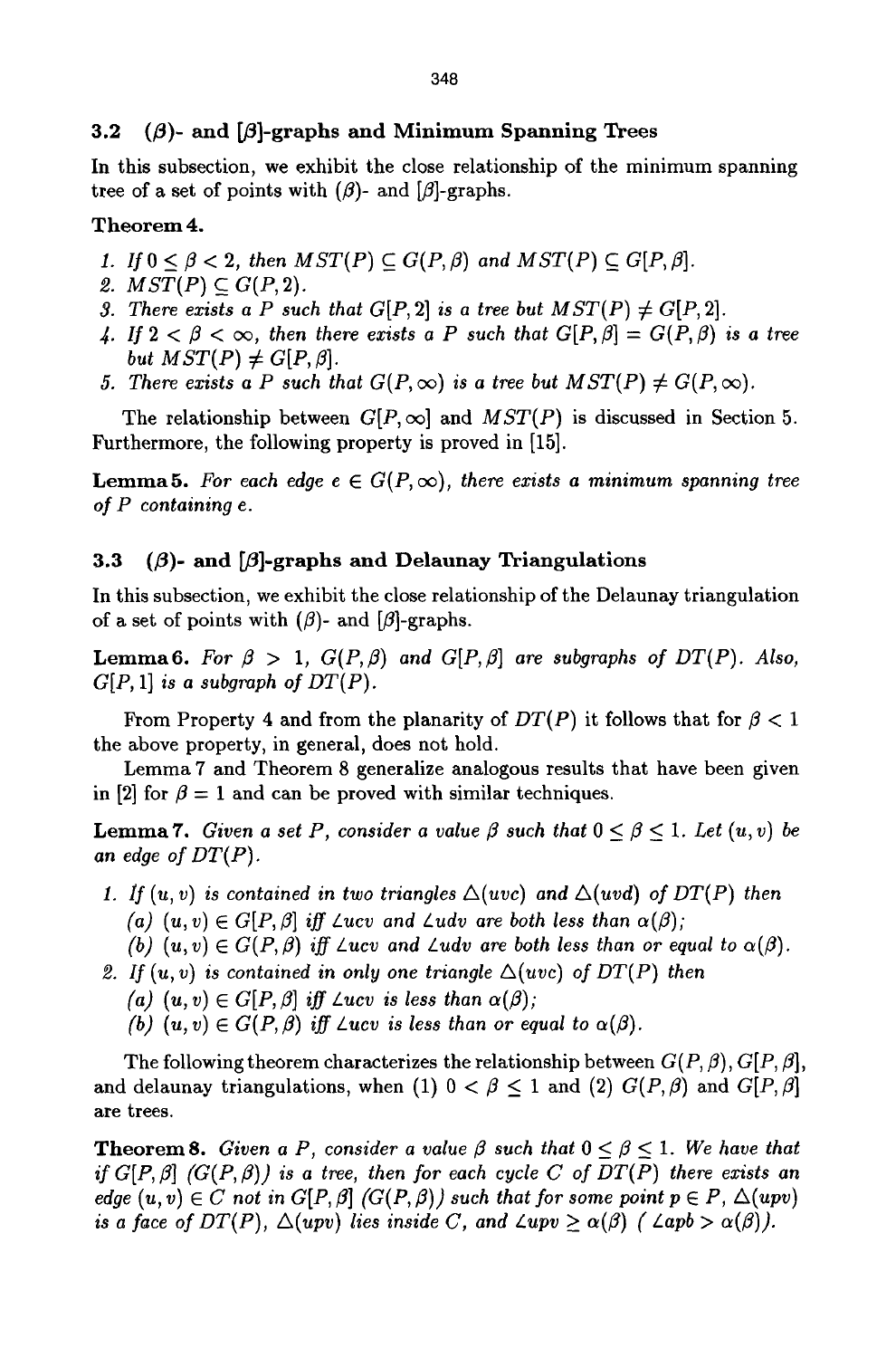### 3.2 $(\beta)$- and $[\beta]$-graphs and Minimum Spanning Trees

In this subsection, we exhibit the close relationship of the minimum spanning tree of a set of points with $(\beta)$- and $[\beta]$-graphs.

**Theorem 4.**

1. *If $0 \leq \beta < 2$, then $MST(P) \subseteq G(P, \beta)$ and $MST(P) \subseteq G[P, \beta]$.*
2. *$MST(P) \subseteq G(P, 2)$.*
3. *There exists a $P$ such that $G[P, 2]$ is a tree but $MST(P) \neq G[P, 2]$.*
4. *If $2 < \beta < \infty$, then there exists a $P$ such that $G[P, \beta] = G(P, \beta)$ is a tree but $MST(P) \neq G[P, \beta]$.*
5. *There exists a $P$ such that $G(P, \infty)$ is a tree but $MST(P) \neq G(P, \infty)$.*

The relationship between $G[P, \infty]$ and $MST(P)$ is discussed in Section 5. Furthermore, the following property is proved in [15].

**Lemma 5.** *For each edge $e \in G(P, \infty)$, there exists a minimum spanning tree of $P$ containing $e$.*

### 3.3 $(\beta)$- and $[\beta]$-graphs and Delaunay Triangulations

In this subsection, we exhibit the close relationship of the Delaunay triangulation of a set of points with $(\beta)$- and $[\beta]$-graphs.

**Lemma 6.** *For $\beta > 1$, $G(P, \beta)$ and $G[P, \beta]$ are subgraphs of $DT(P)$. Also, $G[P, 1]$ is a subgraph of $DT(P)$.*

From Property 4 and from the planarity of $DT(P)$ it follows that for $\beta < 1$ the above property, in general, does not hold.

Lemma 7 and Theorem 8 generalize analogous results that have been given in [2] for $\beta = 1$ and can be proved with similar techniques.

**Lemma 7.** *Given a set $P$, consider a value $\beta$ such that $0 \leq \beta \leq 1$. Let $(u, v)$ be an edge of $DT(P)$.*

1. *If $(u, v)$ is contained in two triangles $\Delta(uvc)$ and $\Delta(uvd)$ of $DT(P)$ then*
   (a) *$(u, v) \in G[P, \beta]$ iff $\angle ucv$ and $\angle udv$ are both less than $\alpha(\beta)$;*
   (b) *$(u, v) \in G(P, \beta)$ iff $\angle ucv$ and $\angle udv$ are both less than or equal to $\alpha(\beta)$.*
2. *If $(u, v)$ is contained in only one triangle $\Delta(uvc)$ of $DT(P)$ then*
   (a) *$(u, v) \in G[P, \beta]$ iff $\angle ucv$ is less than $\alpha(\beta)$;*
   (b) *$(u, v) \in G(P, \beta)$ iff $\angle ucv$ is less than or equal to $\alpha(\beta)$.*

The following theorem characterizes the relationship between $G(P, \beta), G[P, \beta]$, and delaunay triangulations, when (1) $0 < \beta \leq 1$ and (2) $G(P, \beta)$ and $G[P, \beta]$ are trees.

**Theorem 8.** *Given a $P$, consider a value $\beta$ such that $0 \leq \beta \leq 1$. We have that if $G[P, \beta]$ $(G(P, \beta))$ is a tree, then for each cycle $C$ of $DT(P)$ there exists an edge $(u, v) \in C$ not in $G[P, \beta]$ $(G(P, \beta))$ such that for some point $p \in P$, $\Delta(upv)$ is a face of $DT(P)$, $\Delta(upv)$ lies inside $C$, and $\angle upv \geq \alpha(\beta)$ ( $\angle apb > \alpha(\beta)$).*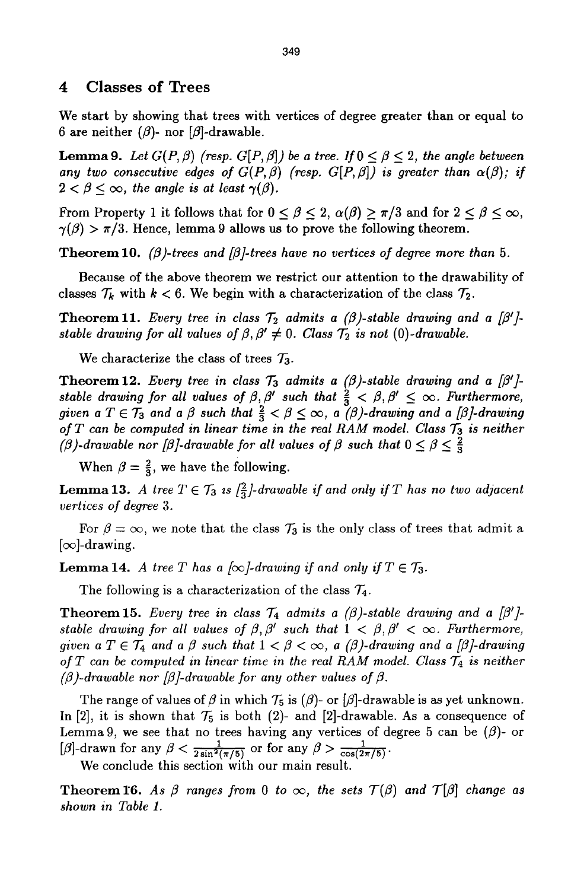## 4 Classes of Trees

We start by showing that trees with vertices of degree greater than or equal to 6 are neither $(\beta)$- nor $[\beta]$-drawable.

**Lemma 9.** *Let $G(P,\beta)$ (resp. $G[P,\beta]$) be a tree. If $0 \leq \beta \leq 2$, the angle between any two consecutive edges of $G(P,\beta)$ (resp. $G[P,\beta]$) is greater than $\alpha(\beta)$; if $2 < \beta \leq \infty$, the angle is at least $\gamma(\beta)$.*

From Property 1 it follows that for $0 \leq \beta \leq 2$, $\alpha(\beta) \geq \pi/3$ and for $2 \leq \beta \leq \infty$, $\gamma(\beta) > \pi/3$. Hence, lemma 9 allows us to prove the following theorem.

**Theorem 10.** *$(\beta)$-trees and $[\beta]$-trees have no vertices of degree more than 5.*

Because of the above theorem we restrict our attention to the drawability of classes $\mathcal{T}_k$ with $k < 6$. We begin with a characterization of the class $\mathcal{T}_2$.

**Theorem 11.** *Every tree in class $\mathcal{T}_2$ admits a $(\beta)$-stable drawing and a $[\beta']$-stable drawing for all values of $\beta, \beta' \neq 0$. Class $\mathcal{T}_2$ is not $(0)$-drawable.*

We characterize the class of trees $\mathcal{T}_3$.

**Theorem 12.** *Every tree in class $\mathcal{T}_3$ admits a $(\beta)$-stable drawing and a $[\beta']$-stable drawing for all values of $\beta, \beta'$ such that $\frac{2}{3} < \beta, \beta' \leq \infty$. Furthermore, given a $T \in \mathcal{T}_3$ and a $\beta$ such that $\frac{2}{3} < \beta \leq \infty$, a $(\beta)$-drawing and a $[\beta]$-drawing of $T$ can be computed in linear time in the real RAM model. Class $\mathcal{T}_3$ is neither $(\beta)$-drawable nor $[\beta]$-drawable for all values of $\beta$ such that $0 \leq \beta \leq \frac{2}{3}$*

When $\beta = \frac{2}{3}$, we have the following.

**Lemma 13.** *A tree $T \in \mathcal{T}_3$ is $[\frac{2}{3}]$-drawable if and only if $T$ has no two adjacent vertices of degree 3.*

For $\beta = \infty$, we note that the class $\mathcal{T}_3$ is the only class of trees that admit a $[\infty]$-drawing.

**Lemma 14.** *A tree $T$ has a $[\infty]$-drawing if and only if $T \in \mathcal{T}_3$.*

The following is a characterization of the class $\mathcal{T}_4$.

**Theorem 15.** *Every tree in class $\mathcal{T}_4$ admits a $(\beta)$-stable drawing and a $[\beta']$-stable drawing for all values of $\beta, \beta'$ such that $1 < \beta, \beta' < \infty$. Furthermore, given a $T \in \mathcal{T}_4$ and a $\beta$ such that $1 < \beta < \infty$, a $(\beta)$-drawing and a $[\beta]$-drawing of $T$ can be computed in linear time in the real RAM model. Class $\mathcal{T}_4$ is neither $(\beta)$-drawable nor $[\beta]$-drawable for any other values of $\beta$.*

The range of values of $\beta$ in which $\mathcal{T}_5$ is $(\beta)$- or $[\beta]$-drawable is as yet unknown. In [2], it is shown that $\mathcal{T}_5$ is both (2)- and [2]-drawable. As a consequence of Lemma 9, we see that no trees having any vertices of degree 5 can be $(\beta)$- or $[\beta]$-drawn for any $\beta < \frac{1}{2\sin^2(\pi/5)}$ or for any $\beta > \frac{1}{\cos(2\pi/5)}$.

We conclude this section with our main result.

**Theorem 16.** *As $\beta$ ranges from 0 to $\infty$, the sets $\mathcal{T}(\beta)$ and $\mathcal{T}[\beta]$ change as shown in Table 1.*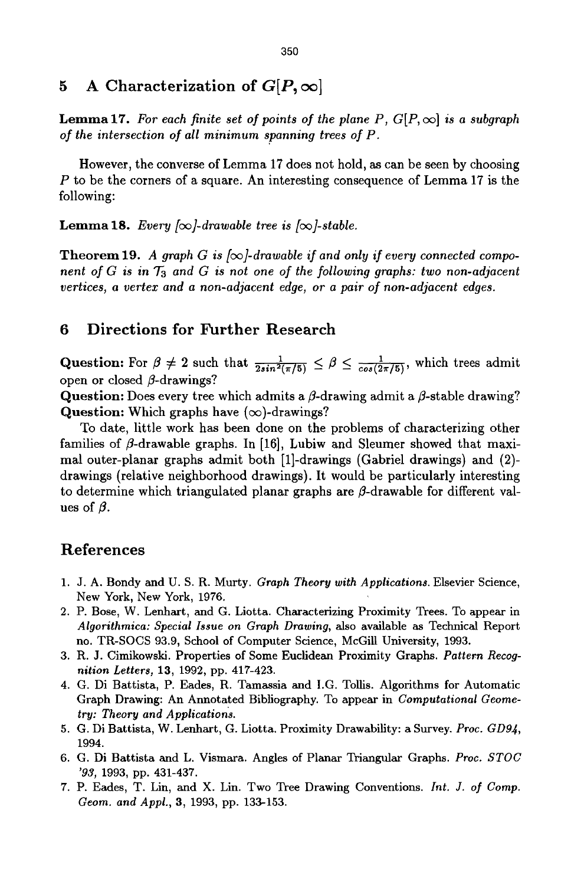## 5 A Characterization of $G[P, \infty]$

**Lemma 17.** *For each finite set of points of the plane $P$, $G[P, \infty]$ is a subgraph of the intersection of all minimum spanning trees of $P$.*

However, the converse of Lemma 17 does not hold, as can be seen by choosing $P$ to be the corners of a square. An interesting consequence of Lemma 17 is the following:

**Lemma 18.** *Every $[\infty]$-drawable tree is $[\infty]$-stable.*

**Theorem 19.** *A graph $G$ is $[\infty]$-drawable if and only if every connected component of $G$ is in $\mathcal{T}_3$ and $G$ is not one of the following graphs: two non-adjacent vertices, a vertex and a non-adjacent edge, or a pair of non-adjacent edges.*

## 6 Directions for Further Research

**Question:** For $\beta \neq 2$ such that $\frac{1}{2sin^2(\pi/5)} \leq \beta \leq \frac{1}{cos(2\pi/5)}$, which trees admit open or closed $\beta$-drawings?
**Question:** Does every tree which admits a $\beta$-drawing admit a $\beta$-stable drawing?
**Question:** Which graphs have $(\infty)$-drawings?

To date, little work has been done on the problems of characterizing other families of $\beta$-drawable graphs. In [16], Lubiw and Sleumer showed that maximal outer-planar graphs admit both [1]-drawings (Gabriel drawings) and (2)-drawings (relative neighborhood drawings). It would be particularly interesting to determine which triangulated planar graphs are $\beta$-drawable for different values of $\beta$.

## References

1. J. A. Bondy and U. S. R. Murty. *Graph Theory with Applications.* Elsevier Science, New York, New York, 1976.
2. P. Bose, W. Lenhart, and G. Liotta. Characterizing Proximity Trees. To appear in *Algorithmica: Special Issue on Graph Drawing,* also available as Technical Report no. TR-SOCS 93.9, School of Computer Science, McGill University, 1993.
3. R. J. Cimikowski. Properties of Some Euclidean Proximity Graphs. *Pattern Recognition Letters,* **13**, 1992, pp. 417-423.
4. G. Di Battista, P. Eades, R. Tamassia and I.G. Tollis. Algorithms for Automatic Graph Drawing: An Annotated Bibliography. To appear in *Computational Geometry: Theory and Applications.*
5. G. Di Battista, W. Lenhart, G. Liotta. Proximity Drawability: a Survey. *Proc. GD94,* 1994.
6. G. Di Battista and L. Vismara. Angles of Planar Triangular Graphs. *Proc. STOC '93,* 1993, pp. 431-437.
7. P. Eades, T. Lin, and X. Lin. Two Tree Drawing Conventions. *Int. J. of Comp. Geom. and Appl.,* **3**, 1993, pp. 133-153.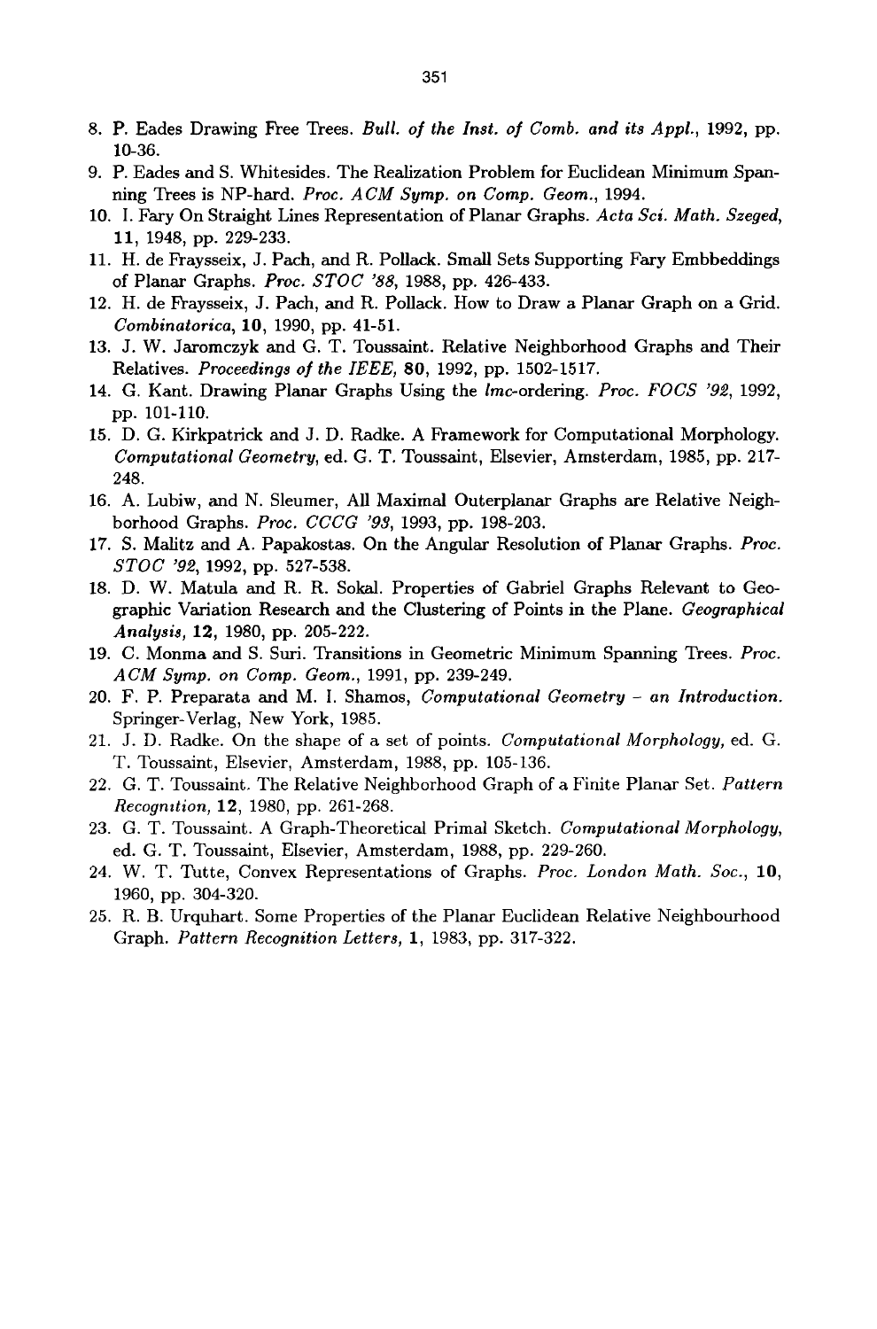8. P. Eades Drawing Free Trees. *Bull. of the Inst. of Comb. and its Appl.*, 1992, pp. 10-36.
9. P. Eades and S. Whitesides. The Realization Problem for Euclidean Minimum Spanning Trees is NP-hard. *Proc. ACM Symp. on Comp. Geom.*, 1994.
10. I. Fary On Straight Lines Representation of Planar Graphs. *Acta Sci. Math. Szeged*, **11**, 1948, pp. 229-233.
11. H. de Fraysseix, J. Pach, and R. Pollack. Small Sets Supporting Fary Embbeddings of Planar Graphs. *Proc. STOC '88*, 1988, pp. 426-433.
12. H. de Fraysseix, J. Pach, and R. Pollack. How to Draw a Planar Graph on a Grid. *Combinatorica*, **10**, 1990, pp. 41-51.
13. J. W. Jaromczyk and G. T. Toussaint. Relative Neighborhood Graphs and Their Relatives. *Proceedings of the IEEE*, **80**, 1992, pp. 1502-1517.
14. G. Kant. Drawing Planar Graphs Using the *lmc*-ordering. *Proc. FOCS '92*, 1992, pp. 101-110.
15. D. G. Kirkpatrick and J. D. Radke. A Framework for Computational Morphology. *Computational Geometry*, ed. G. T. Toussaint, Elsevier, Amsterdam, 1985, pp. 217-248.
16. A. Lubiw, and N. Sleumer, All Maximal Outerplanar Graphs are Relative Neighborhood Graphs. *Proc. CCCG '93*, 1993, pp. 198-203.
17. S. Malitz and A. Papakostas. On the Angular Resolution of Planar Graphs. *Proc. STOC '92*, 1992, pp. 527-538.
18. D. W. Matula and R. R. Sokal. Properties of Gabriel Graphs Relevant to Geographic Variation Research and the Clustering of Points in the Plane. *Geographical Analysis*, **12**, 1980, pp. 205-222.
19. C. Monma and S. Suri. Transitions in Geometric Minimum Spanning Trees. *Proc. ACM Symp. on Comp. Geom.*, 1991, pp. 239-249.
20. F. P. Preparata and M. I. Shamos, *Computational Geometry – an Introduction.* Springer-Verlag, New York, 1985.
21. J. D. Radke. On the shape of a set of points. *Computational Morphology*, ed. G. T. Toussaint, Elsevier, Amsterdam, 1988, pp. 105-136.
22. G. T. Toussaint. The Relative Neighborhood Graph of a Finite Planar Set. *Pattern Recognition*, **12**, 1980, pp. 261-268.
23. G. T. Toussaint. A Graph-Theoretical Primal Sketch. *Computational Morphology*, ed. G. T. Toussaint, Elsevier, Amsterdam, 1988, pp. 229-260.
24. W. T. Tutte, Convex Representations of Graphs. *Proc. London Math. Soc.*, **10**, 1960, pp. 304-320.
25. R. B. Urquhart. Some Properties of the Planar Euclidean Relative Neighbourhood Graph. *Pattern Recognition Letters*, **1**, 1983, pp. 317-322.